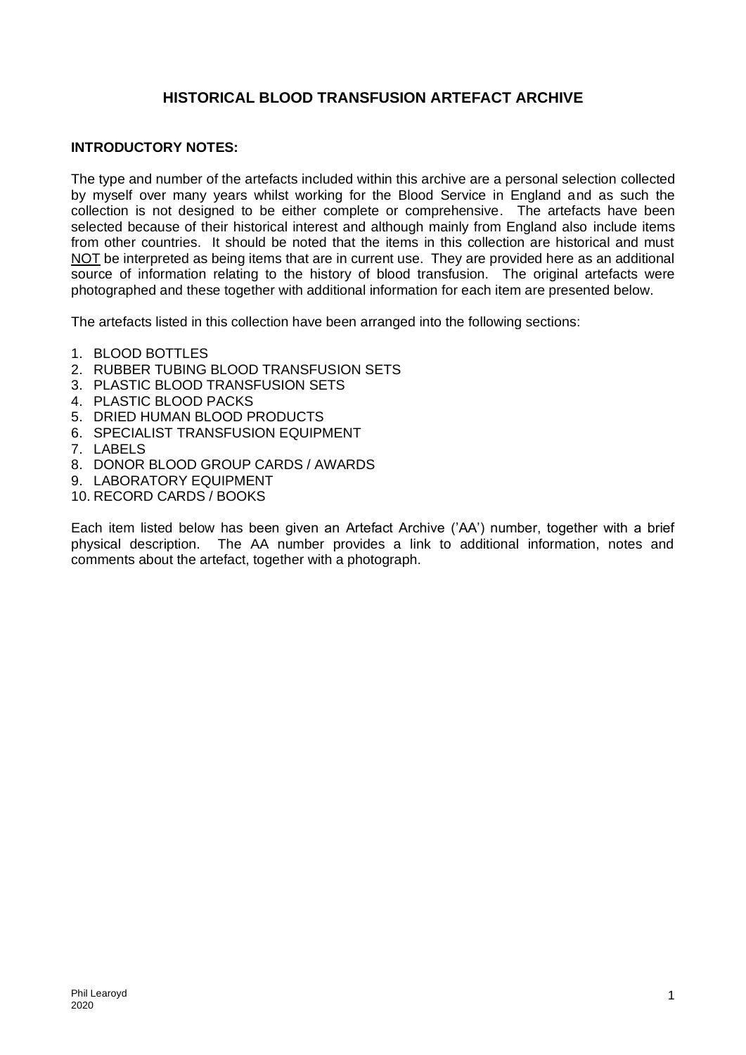# HISTORICAL BLOOD TRANSFUSION ARTEFACT ARCHIVE

## INTRODUCTORY NOTES:

The type and number of the artefacts included within this archive are a personal selection collected by myself over many years whilst working for the Blood Service in England and as such the collection is not designed to be either complete or comprehensive. The artefacts have been selected because of their historical interest and although mainly from England also include items from other countries. It should be noted that the items in this collection are historical and must <u>NOT</u> be interpreted as being items that are in current use. They are provided here as an additional source of information relating to the history of blood transfusion. The original artefacts were photographed and these together with additional information for each item are presented below.

The artefacts listed in this collection have been arranged into the following sections:

1. BLOOD BOTTLES
2. RUBBER TUBING BLOOD TRANSFUSION SETS
3. PLASTIC BLOOD TRANSFUSION SETS
4. PLASTIC BLOOD PACKS
5. DRIED HUMAN BLOOD PRODUCTS
6. SPECIALIST TRANSFUSION EQUIPMENT
7. LABELS
8. DONOR BLOOD GROUP CARDS / AWARDS
9. LABORATORY EQUIPMENT
10. RECORD CARDS / BOOKS

Each item listed below has been given an Artefact Archive ('AA') number, together with a brief physical description. The AA number provides a link to additional information, notes and comments about the artefact, together with a photograph.

Phil Learoyd
2020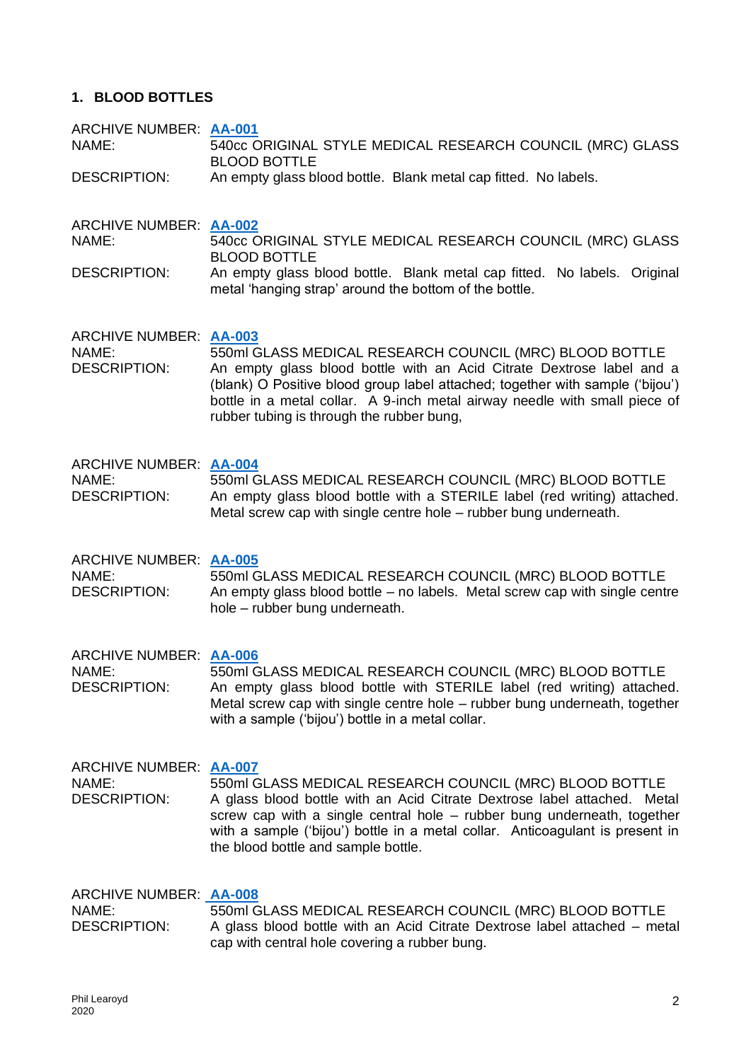## 1. BLOOD BOTTLES

ARCHIVE NUMBER: **AA-001**
NAME: 540cc ORIGINAL STYLE MEDICAL RESEARCH COUNCIL (MRC) GLASS BLOOD BOTTLE
DESCRIPTION: An empty glass blood bottle. Blank metal cap fitted. No labels.

ARCHIVE NUMBER: **AA-002**
NAME: 540cc ORIGINAL STYLE MEDICAL RESEARCH COUNCIL (MRC) GLASS BLOOD BOTTLE
DESCRIPTION: An empty glass blood bottle. Blank metal cap fitted. No labels. Original metal 'hanging strap' around the bottom of the bottle.

ARCHIVE NUMBER: **AA-003**
NAME: 550ml GLASS MEDICAL RESEARCH COUNCIL (MRC) BLOOD BOTTLE
DESCRIPTION: An empty glass blood bottle with an Acid Citrate Dextrose label and a (blank) O Positive blood group label attached; together with sample ('bijou') bottle in a metal collar. A 9-inch metal airway needle with small piece of rubber tubing is through the rubber bung,

ARCHIVE NUMBER: **AA-004**
NAME: 550ml GLASS MEDICAL RESEARCH COUNCIL (MRC) BLOOD BOTTLE
DESCRIPTION: An empty glass blood bottle with a STERILE label (red writing) attached. Metal screw cap with single centre hole – rubber bung underneath.

ARCHIVE NUMBER: **AA-005**
NAME: 550ml GLASS MEDICAL RESEARCH COUNCIL (MRC) BLOOD BOTTLE
DESCRIPTION: An empty glass blood bottle – no labels. Metal screw cap with single centre hole – rubber bung underneath.

ARCHIVE NUMBER: **AA-006**
NAME: 550ml GLASS MEDICAL RESEARCH COUNCIL (MRC) BLOOD BOTTLE
DESCRIPTION: An empty glass blood bottle with STERILE label (red writing) attached. Metal screw cap with single centre hole – rubber bung underneath, together with a sample ('bijou') bottle in a metal collar.

ARCHIVE NUMBER: **AA-007**
NAME: 550ml GLASS MEDICAL RESEARCH COUNCIL (MRC) BLOOD BOTTLE
DESCRIPTION: A glass blood bottle with an Acid Citrate Dextrose label attached. Metal screw cap with a single central hole – rubber bung underneath, together with a sample ('bijou') bottle in a metal collar. Anticoagulant is present in the blood bottle and sample bottle.

ARCHIVE NUMBER: **AA-008**
NAME: 550ml GLASS MEDICAL RESEARCH COUNCIL (MRC) BLOOD BOTTLE
DESCRIPTION: A glass blood bottle with an Acid Citrate Dextrose label attached – metal cap with central hole covering a rubber bung.

Phil Learoyd
2020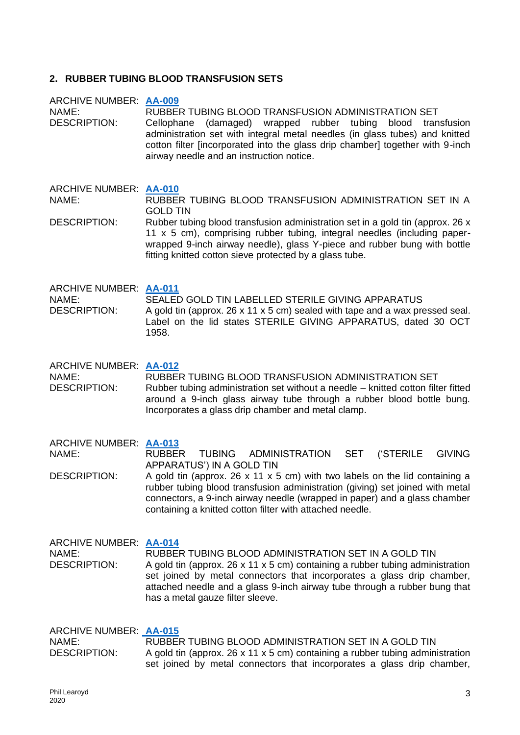## 2. RUBBER TUBING BLOOD TRANSFUSION SETS

ARCHIVE NUMBER: **AA-009**
NAME: RUBBER TUBING BLOOD TRANSFUSION ADMINISTRATION SET
DESCRIPTION: Cellophane (damaged) wrapped rubber tubing blood transfusion administration set with integral metal needles (in glass tubes) and knitted cotton filter [incorporated into the glass drip chamber] together with 9-inch airway needle and an instruction notice.

ARCHIVE NUMBER: **AA-010**
NAME: RUBBER TUBING BLOOD TRANSFUSION ADMINISTRATION SET IN A GOLD TIN
DESCRIPTION: Rubber tubing blood transfusion administration set in a gold tin (approx. 26 x 11 x 5 cm), comprising rubber tubing, integral needles (including paper-wrapped 9-inch airway needle), glass Y-piece and rubber bung with bottle fitting knitted cotton sieve protected by a glass tube.

ARCHIVE NUMBER: **AA-011**
NAME: SEALED GOLD TIN LABELLED STERILE GIVING APPARATUS
DESCRIPTION: A gold tin (approx. 26 x 11 x 5 cm) sealed with tape and a wax pressed seal. Label on the lid states STERILE GIVING APPARATUS, dated 30 OCT 1958.

ARCHIVE NUMBER: **AA-012**
NAME: RUBBER TUBING BLOOD TRANSFUSION ADMINISTRATION SET
DESCRIPTION: Rubber tubing administration set without a needle – knitted cotton filter fitted around a 9-inch glass airway tube through a rubber blood bottle bung. Incorporates a glass drip chamber and metal clamp.

ARCHIVE NUMBER: **AA-013**
NAME: RUBBER TUBING ADMINISTRATION SET ('STERILE GIVING APPARATUS') IN A GOLD TIN
DESCRIPTION: A gold tin (approx. 26 x 11 x 5 cm) with two labels on the lid containing a rubber tubing blood transfusion administration (giving) set joined with metal connectors, a 9-inch airway needle (wrapped in paper) and a glass chamber containing a knitted cotton filter with attached needle.

ARCHIVE NUMBER: **AA-014**
NAME: RUBBER TUBING BLOOD ADMINISTRATION SET IN A GOLD TIN
DESCRIPTION: A gold tin (approx. 26 x 11 x 5 cm) containing a rubber tubing administration set joined by metal connectors that incorporates a glass drip chamber, attached needle and a glass 9-inch airway tube through a rubber bung that has a metal gauze filter sleeve.

ARCHIVE NUMBER: **AA-015**
NAME: RUBBER TUBING BLOOD ADMINISTRATION SET IN A GOLD TIN
DESCRIPTION: A gold tin (approx. 26 x 11 x 5 cm) containing a rubber tubing administration set joined by metal connectors that incorporates a glass drip chamber,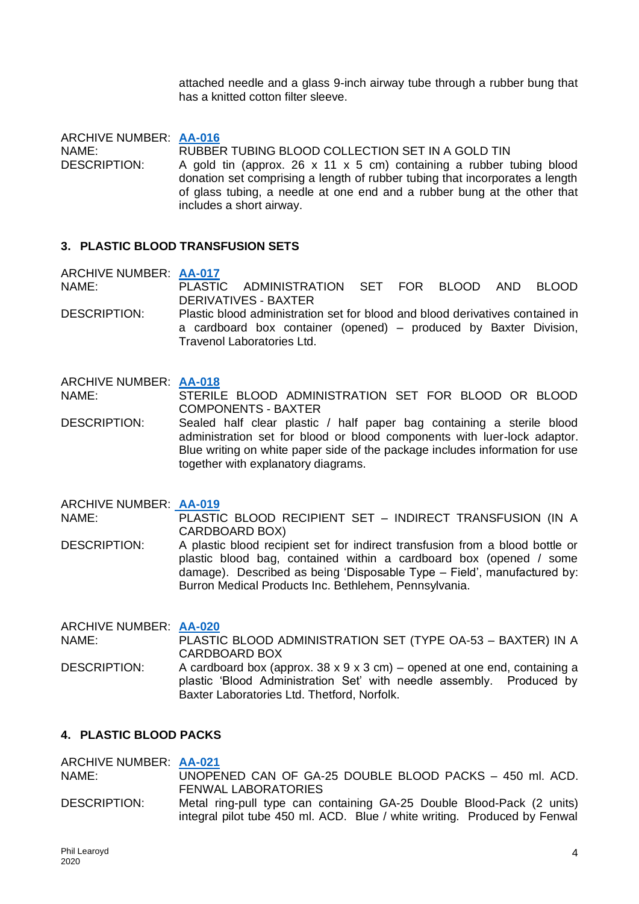attached needle and a glass 9-inch airway tube through a rubber bung that has a knitted cotton filter sleeve.

ARCHIVE NUMBER: **AA-016**
NAME: RUBBER TUBING BLOOD COLLECTION SET IN A GOLD TIN
DESCRIPTION: A gold tin (approx. 26 x 11 x 5 cm) containing a rubber tubing blood donation set comprising a length of rubber tubing that incorporates a length of glass tubing, a needle at one end and a rubber bung at the other that includes a short airway.

## 3. PLASTIC BLOOD TRANSFUSION SETS

ARCHIVE NUMBER: **AA-017**
NAME: PLASTIC ADMINISTRATION SET FOR BLOOD AND BLOOD DERIVATIVES - BAXTER
DESCRIPTION: Plastic blood administration set for blood and blood derivatives contained in a cardboard box container (opened) – produced by Baxter Division, Travenol Laboratories Ltd.

ARCHIVE NUMBER: **AA-018**
NAME: STERILE BLOOD ADMINISTRATION SET FOR BLOOD OR BLOOD COMPONENTS - BAXTER
DESCRIPTION: Sealed half clear plastic / half paper bag containing a sterile blood administration set for blood or blood components with luer-lock adaptor. Blue writing on white paper side of the package includes information for use together with explanatory diagrams.

ARCHIVE NUMBER: **AA-019**
NAME: PLASTIC BLOOD RECIPIENT SET – INDIRECT TRANSFUSION (IN A CARDBOARD BOX)
DESCRIPTION: A plastic blood recipient set for indirect transfusion from a blood bottle or plastic blood bag, contained within a cardboard box (opened / some damage). Described as being 'Disposable Type – Field', manufactured by: Burron Medical Products Inc. Bethlehem, Pennsylvania.

ARCHIVE NUMBER: **AA-020**
NAME: PLASTIC BLOOD ADMINISTRATION SET (TYPE OA-53 – BAXTER) IN A CARDBOARD BOX
DESCRIPTION: A cardboard box (approx. 38 x 9 x 3 cm) – opened at one end, containing a plastic 'Blood Administration Set' with needle assembly. Produced by Baxter Laboratories Ltd. Thetford, Norfolk.

## 4. PLASTIC BLOOD PACKS

ARCHIVE NUMBER: **AA-021**
NAME: UNOPENED CAN OF GA-25 DOUBLE BLOOD PACKS – 450 ml. ACD. FENWAL LABORATORIES
DESCRIPTION: Metal ring-pull type can containing GA-25 Double Blood-Pack (2 units) integral pilot tube 450 ml. ACD. Blue / white writing. Produced by Fenwal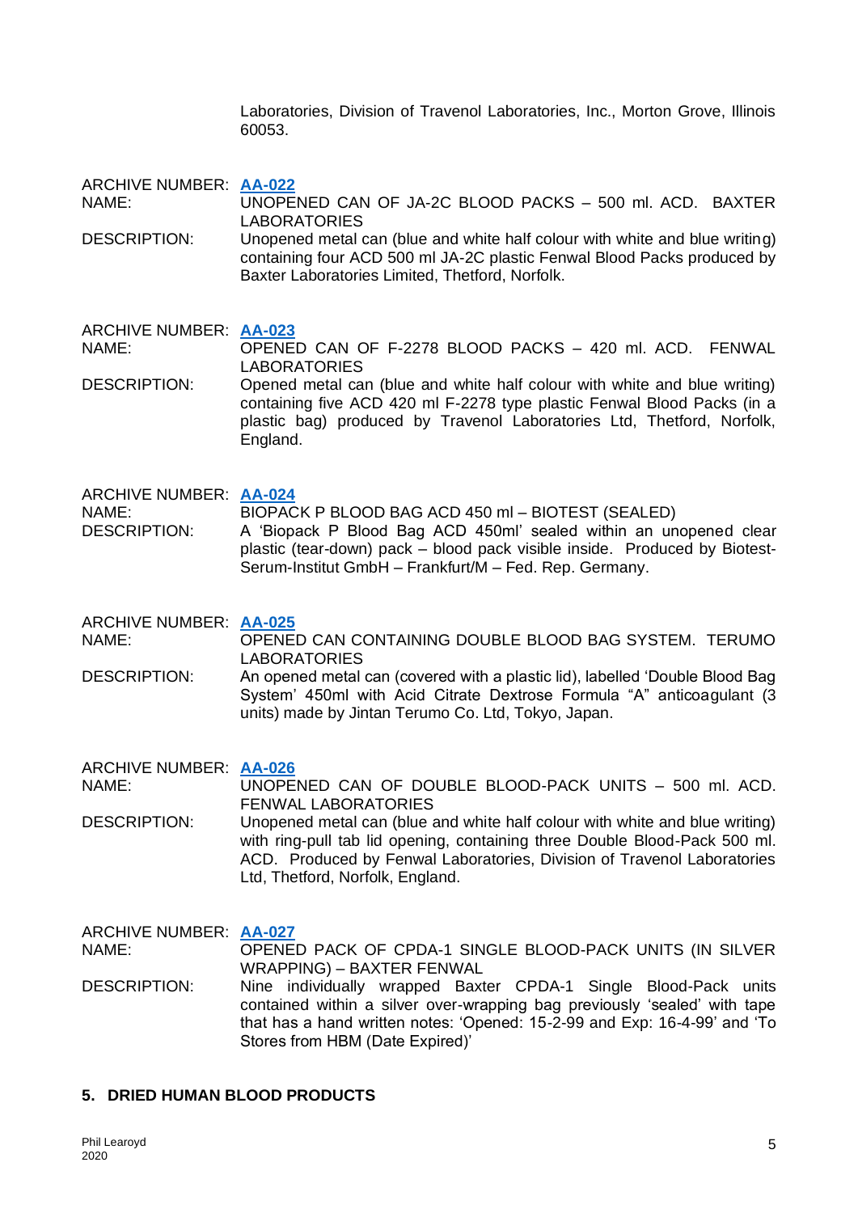Laboratories, Division of Travenol Laboratories, Inc., Morton Grove, Illinois 60053.

ARCHIVE NUMBER: **AA-022**
NAME: UNOPENED CAN OF JA-2C BLOOD PACKS – 500 ml. ACD. BAXTER LABORATORIES
DESCRIPTION: Unopened metal can (blue and white half colour with white and blue writing) containing four ACD 500 ml JA-2C plastic Fenwal Blood Packs produced by Baxter Laboratories Limited, Thetford, Norfolk.

ARCHIVE NUMBER: **AA-023**
NAME: OPENED CAN OF F-2278 BLOOD PACKS – 420 ml. ACD. FENWAL LABORATORIES
DESCRIPTION: Opened metal can (blue and white half colour with white and blue writing) containing five ACD 420 ml F-2278 type plastic Fenwal Blood Packs (in a plastic bag) produced by Travenol Laboratories Ltd, Thetford, Norfolk, England.

ARCHIVE NUMBER: **AA-024**
NAME: BIOPACK P BLOOD BAG ACD 450 ml – BIOTEST (SEALED)
DESCRIPTION: A 'Biopack P Blood Bag ACD 450ml' sealed within an unopened clear plastic (tear-down) pack – blood pack visible inside. Produced by Biotest-Serum-Institut GmbH – Frankfurt/M – Fed. Rep. Germany.

ARCHIVE NUMBER: **AA-025**
NAME: OPENED CAN CONTAINING DOUBLE BLOOD BAG SYSTEM. TERUMO LABORATORIES
DESCRIPTION: An opened metal can (covered with a plastic lid), labelled 'Double Blood Bag System' 450ml with Acid Citrate Dextrose Formula "A" anticoagulant (3 units) made by Jintan Terumo Co. Ltd, Tokyo, Japan.

ARCHIVE NUMBER: **AA-026**
NAME: UNOPENED CAN OF DOUBLE BLOOD-PACK UNITS – 500 ml. ACD. FENWAL LABORATORIES
DESCRIPTION: Unopened metal can (blue and white half colour with white and blue writing) with ring-pull tab lid opening, containing three Double Blood-Pack 500 ml. ACD. Produced by Fenwal Laboratories, Division of Travenol Laboratories Ltd, Thetford, Norfolk, England.

ARCHIVE NUMBER: **AA-027**
NAME: OPENED PACK OF CPDA-1 SINGLE BLOOD-PACK UNITS (IN SILVER WRAPPING) – BAXTER FENWAL
DESCRIPTION: Nine individually wrapped Baxter CPDA-1 Single Blood-Pack units contained within a silver over-wrapping bag previously 'sealed' with tape that has a hand written notes: 'Opened: 15-2-99 and Exp: 16-4-99' and 'To Stores from HBM (Date Expired)'

## 5. DRIED HUMAN BLOOD PRODUCTS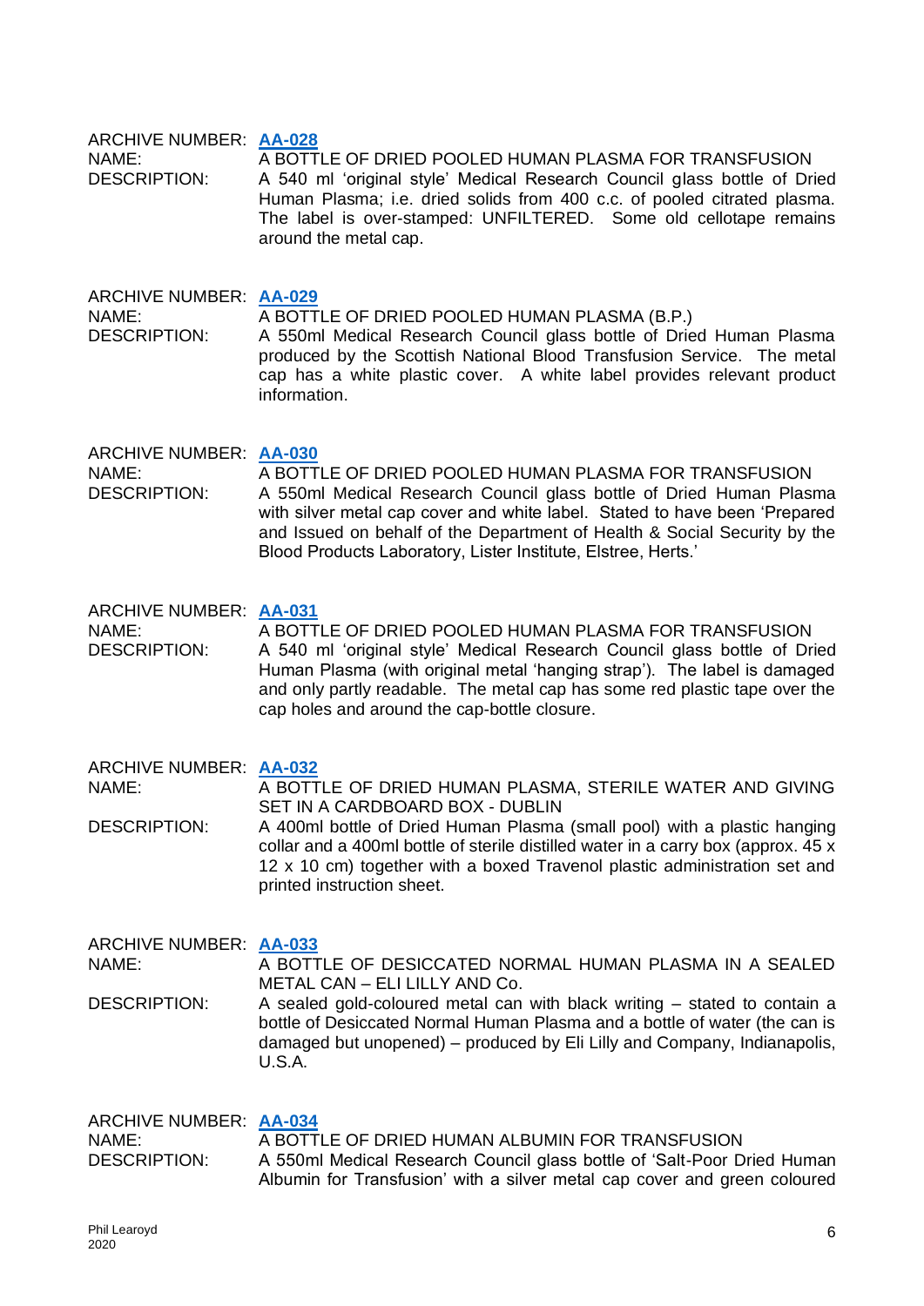ARCHIVE NUMBER: **AA-028**
NAME: A BOTTLE OF DRIED POOLED HUMAN PLASMA FOR TRANSFUSION
DESCRIPTION: A 540 ml 'original style' Medical Research Council glass bottle of Dried Human Plasma; i.e. dried solids from 400 c.c. of pooled citrated plasma. The label is over-stamped: UNFILTERED. Some old cellotape remains around the metal cap.

ARCHIVE NUMBER: **AA-029**
NAME: A BOTTLE OF DRIED POOLED HUMAN PLASMA (B.P.)
DESCRIPTION: A 550ml Medical Research Council glass bottle of Dried Human Plasma produced by the Scottish National Blood Transfusion Service. The metal cap has a white plastic cover. A white label provides relevant product information.

ARCHIVE NUMBER: **AA-030**
NAME: A BOTTLE OF DRIED POOLED HUMAN PLASMA FOR TRANSFUSION
DESCRIPTION: A 550ml Medical Research Council glass bottle of Dried Human Plasma with silver metal cap cover and white label. Stated to have been 'Prepared and Issued on behalf of the Department of Health & Social Security by the Blood Products Laboratory, Lister Institute, Elstree, Herts.'

ARCHIVE NUMBER: **AA-031**
NAME: A BOTTLE OF DRIED POOLED HUMAN PLASMA FOR TRANSFUSION
DESCRIPTION: A 540 ml 'original style' Medical Research Council glass bottle of Dried Human Plasma (with original metal 'hanging strap'). The label is damaged and only partly readable. The metal cap has some red plastic tape over the cap holes and around the cap-bottle closure.

ARCHIVE NUMBER: **AA-032**
NAME: A BOTTLE OF DRIED HUMAN PLASMA, STERILE WATER AND GIVING SET IN A CARDBOARD BOX - DUBLIN
DESCRIPTION: A 400ml bottle of Dried Human Plasma (small pool) with a plastic hanging collar and a 400ml bottle of sterile distilled water in a carry box (approx. 45 x 12 x 10 cm) together with a boxed Travenol plastic administration set and printed instruction sheet.

ARCHIVE NUMBER: **AA-033**
NAME: A BOTTLE OF DESICCATED NORMAL HUMAN PLASMA IN A SEALED METAL CAN – ELI LILLY AND Co.
DESCRIPTION: A sealed gold-coloured metal can with black writing – stated to contain a bottle of Desiccated Normal Human Plasma and a bottle of water (the can is damaged but unopened) – produced by Eli Lilly and Company, Indianapolis, U.S.A.

ARCHIVE NUMBER: **AA-034**
NAME: A BOTTLE OF DRIED HUMAN ALBUMIN FOR TRANSFUSION
DESCRIPTION: A 550ml Medical Research Council glass bottle of 'Salt-Poor Dried Human Albumin for Transfusion' with a silver metal cap cover and green coloured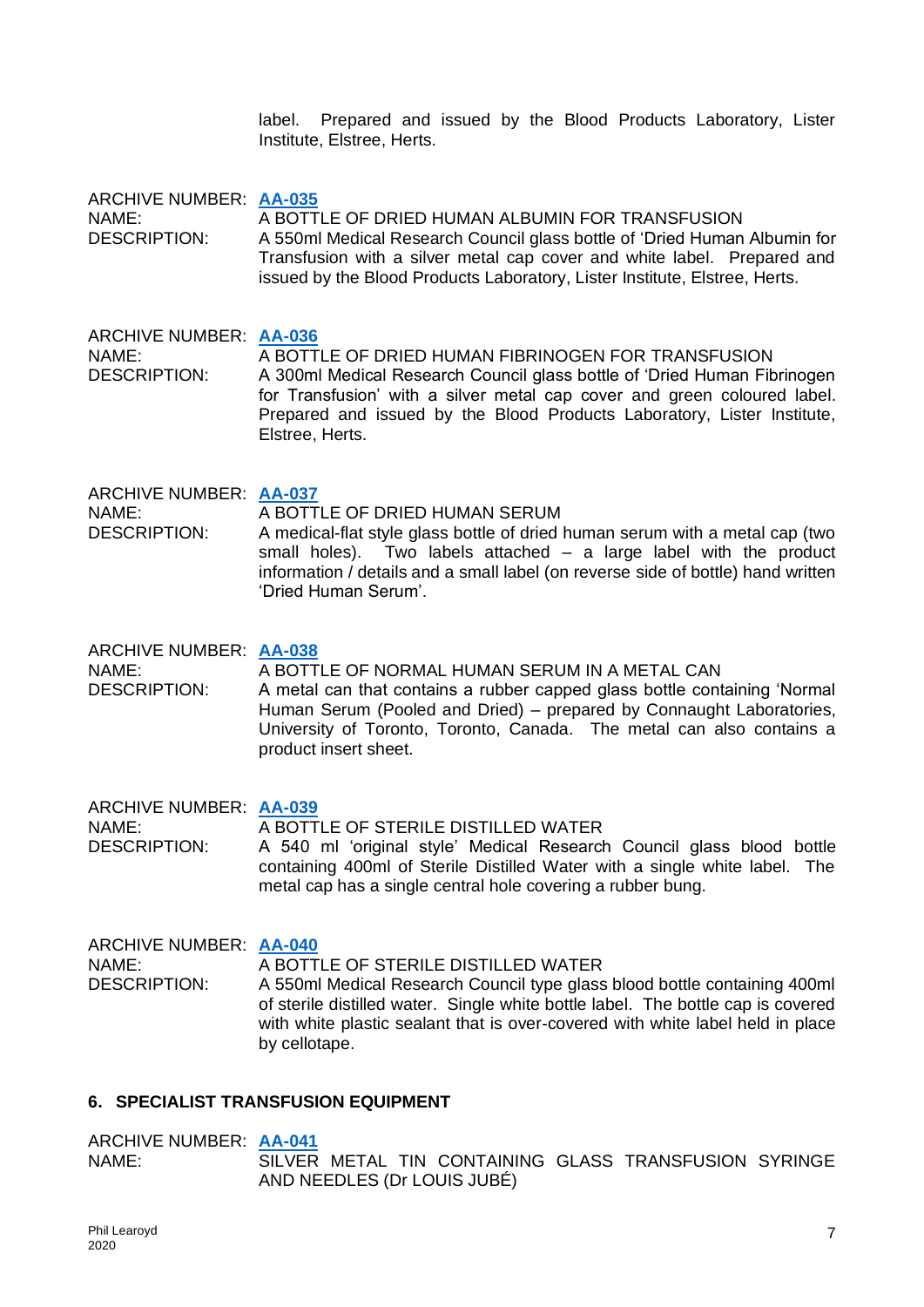label. Prepared and issued by the Blood Products Laboratory, Lister Institute, Elstree, Herts.

ARCHIVE NUMBER: **AA-035**
NAME: A BOTTLE OF DRIED HUMAN ALBUMIN FOR TRANSFUSION
DESCRIPTION: A 550ml Medical Research Council glass bottle of 'Dried Human Albumin for Transfusion with a silver metal cap cover and white label. Prepared and issued by the Blood Products Laboratory, Lister Institute, Elstree, Herts.

ARCHIVE NUMBER: **AA-036**
NAME: A BOTTLE OF DRIED HUMAN FIBRINOGEN FOR TRANSFUSION
DESCRIPTION: A 300ml Medical Research Council glass bottle of 'Dried Human Fibrinogen for Transfusion' with a silver metal cap cover and green coloured label. Prepared and issued by the Blood Products Laboratory, Lister Institute, Elstree, Herts.

ARCHIVE NUMBER: **AA-037**
NAME: A BOTTLE OF DRIED HUMAN SERUM
DESCRIPTION: A medical-flat style glass bottle of dried human serum with a metal cap (two small holes). Two labels attached – a large label with the product information / details and a small label (on reverse side of bottle) hand written 'Dried Human Serum'.

ARCHIVE NUMBER: **AA-038**
NAME: A BOTTLE OF NORMAL HUMAN SERUM IN A METAL CAN
DESCRIPTION: A metal can that contains a rubber capped glass bottle containing 'Normal Human Serum (Pooled and Dried) – prepared by Connaught Laboratories, University of Toronto, Toronto, Canada. The metal can also contains a product insert sheet.

ARCHIVE NUMBER: **AA-039**
NAME: A BOTTLE OF STERILE DISTILLED WATER
DESCRIPTION: A 540 ml 'original style' Medical Research Council glass blood bottle containing 400ml of Sterile Distilled Water with a single white label. The metal cap has a single central hole covering a rubber bung.

ARCHIVE NUMBER: **AA-040**
NAME: A BOTTLE OF STERILE DISTILLED WATER
DESCRIPTION: A 550ml Medical Research Council type glass blood bottle containing 400ml of sterile distilled water. Single white bottle label. The bottle cap is covered with white plastic sealant that is over-covered with white label held in place by cellotape.

## 6. SPECIALIST TRANSFUSION EQUIPMENT

ARCHIVE NUMBER: **AA-041**
NAME: SILVER METAL TIN CONTAINING GLASS TRANSFUSION SYRINGE AND NEEDLES (Dr LOUIS JUBÉ)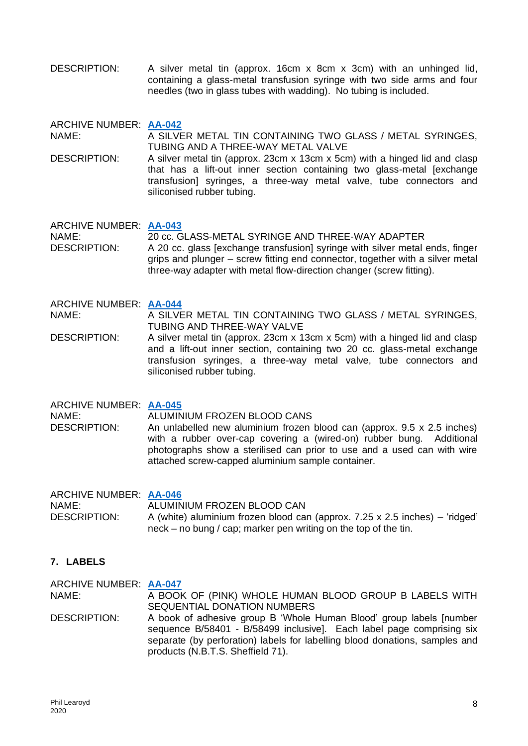DESCRIPTION: A silver metal tin (approx. 16cm x 8cm x 3cm) with an unhinged lid, containing a glass-metal transfusion syringe with two side arms and four needles (two in glass tubes with wadding). No tubing is included.

ARCHIVE NUMBER: **AA-042**
NAME: A SILVER METAL TIN CONTAINING TWO GLASS / METAL SYRINGES, TUBING AND A THREE-WAY METAL VALVE
DESCRIPTION: A silver metal tin (approx. 23cm x 13cm x 5cm) with a hinged lid and clasp that has a lift-out inner section containing two glass-metal [exchange transfusion] syringes, a three-way metal valve, tube connectors and siliconised rubber tubing.

ARCHIVE NUMBER: **AA-043**
NAME: 20 cc. GLASS-METAL SYRINGE AND THREE-WAY ADAPTER
DESCRIPTION: A 20 cc. glass [exchange transfusion] syringe with silver metal ends, finger grips and plunger – screw fitting end connector, together with a silver metal three-way adapter with metal flow-direction changer (screw fitting).

ARCHIVE NUMBER: **AA-044**
NAME: A SILVER METAL TIN CONTAINING TWO GLASS / METAL SYRINGES, TUBING AND THREE-WAY VALVE
DESCRIPTION: A silver metal tin (approx. 23cm x 13cm x 5cm) with a hinged lid and clasp and a lift-out inner section, containing two 20 cc. glass-metal exchange transfusion syringes, a three-way metal valve, tube connectors and siliconised rubber tubing.

ARCHIVE NUMBER: **AA-045**
NAME: ALUMINIUM FROZEN BLOOD CANS
DESCRIPTION: An unlabelled new aluminium frozen blood can (approx. 9.5 x 2.5 inches) with a rubber over-cap covering a (wired-on) rubber bung. Additional photographs show a sterilised can prior to use and a used can with wire attached screw-capped aluminium sample container.

ARCHIVE NUMBER: **AA-046**
NAME: ALUMINIUM FROZEN BLOOD CAN
DESCRIPTION: A (white) aluminium frozen blood can (approx. 7.25 x 2.5 inches) – 'ridged' neck – no bung / cap; marker pen writing on the top of the tin.

## 7. LABELS

ARCHIVE NUMBER: **AA-047**
NAME: A BOOK OF (PINK) WHOLE HUMAN BLOOD GROUP B LABELS WITH SEQUENTIAL DONATION NUMBERS
DESCRIPTION: A book of adhesive group B 'Whole Human Blood' group labels [number sequence B/58401 - B/58499 inclusive]. Each label page comprising six separate (by perforation) labels for labelling blood donations, samples and products (N.B.T.S. Sheffield 71).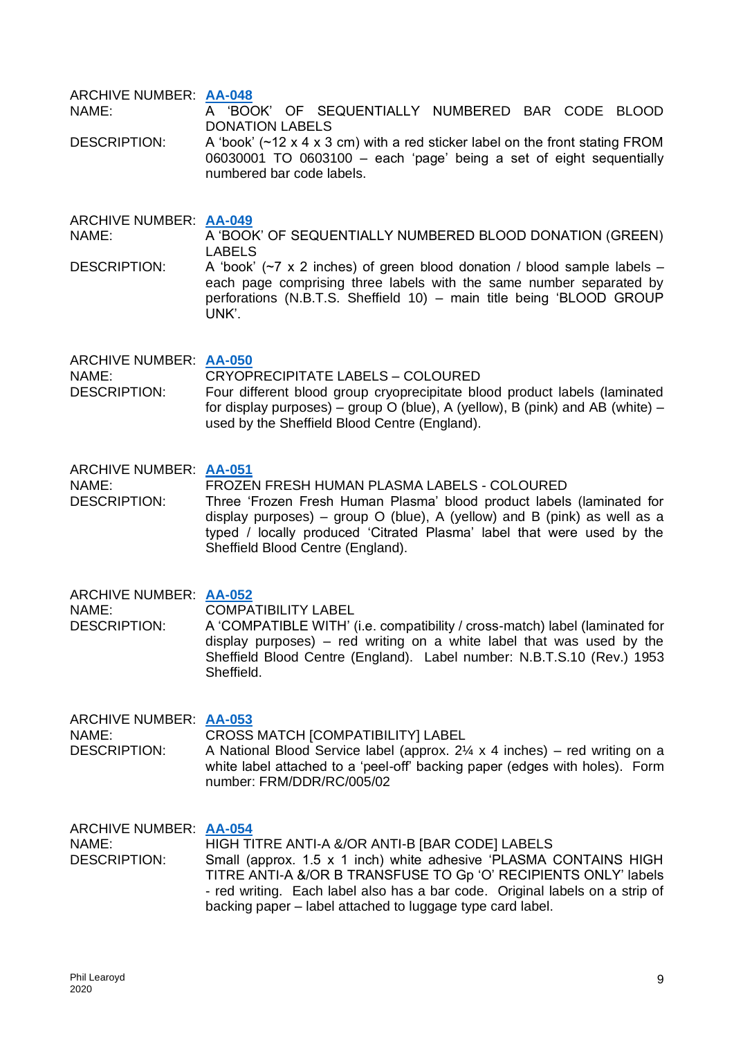ARCHIVE NUMBER: **AA-048**
NAME: A 'BOOK' OF SEQUENTIALLY NUMBERED BAR CODE BLOOD DONATION LABELS
DESCRIPTION: A 'book' (~12 x 4 x 3 cm) with a red sticker label on the front stating FROM 06030001 TO 0603100 – each 'page' being a set of eight sequentially numbered bar code labels.

ARCHIVE NUMBER: **AA-049**
NAME: A 'BOOK' OF SEQUENTIALLY NUMBERED BLOOD DONATION (GREEN) LABELS
DESCRIPTION: A 'book' (~7 x 2 inches) of green blood donation / blood sample labels – each page comprising three labels with the same number separated by perforations (N.B.T.S. Sheffield 10) – main title being 'BLOOD GROUP UNK'.

ARCHIVE NUMBER: **AA-050**
NAME: CRYOPRECIPITATE LABELS – COLOURED
DESCRIPTION: Four different blood group cryoprecipitate blood product labels (laminated for display purposes) – group O (blue), A (yellow), B (pink) and AB (white) – used by the Sheffield Blood Centre (England).

ARCHIVE NUMBER: **AA-051**
NAME: FROZEN FRESH HUMAN PLASMA LABELS - COLOURED
DESCRIPTION: Three 'Frozen Fresh Human Plasma' blood product labels (laminated for display purposes) – group O (blue), A (yellow) and B (pink) as well as a typed / locally produced 'Citrated Plasma' label that were used by the Sheffield Blood Centre (England).

ARCHIVE NUMBER: **AA-052**
NAME: COMPATIBILITY LABEL
DESCRIPTION: A 'COMPATIBLE WITH' (i.e. compatibility / cross-match) label (laminated for display purposes) – red writing on a white label that was used by the Sheffield Blood Centre (England). Label number: N.B.T.S.10 (Rev.) 1953 Sheffield.

ARCHIVE NUMBER: **AA-053**
NAME: CROSS MATCH [COMPATIBILITY] LABEL
DESCRIPTION: A National Blood Service label (approx. 2¼ x 4 inches) – red writing on a white label attached to a 'peel-off' backing paper (edges with holes). Form number: FRM/DDR/RC/005/02

ARCHIVE NUMBER: **AA-054**
NAME: HIGH TITRE ANTI-A &/OR ANTI-B [BAR CODE] LABELS
DESCRIPTION: Small (approx. 1.5 x 1 inch) white adhesive 'PLASMA CONTAINS HIGH TITRE ANTI-A &/OR B TRANSFUSE TO Gp 'O' RECIPIENTS ONLY' labels - red writing. Each label also has a bar code. Original labels on a strip of backing paper – label attached to luggage type card label.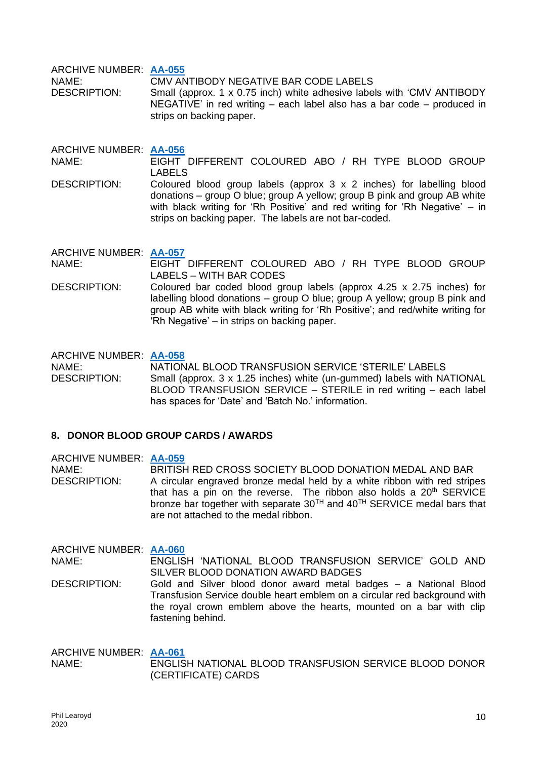ARCHIVE NUMBER: **AA-055**
NAME: CMV ANTIBODY NEGATIVE BAR CODE LABELS
DESCRIPTION: Small (approx. 1 x 0.75 inch) white adhesive labels with 'CMV ANTIBODY NEGATIVE' in red writing – each label also has a bar code – produced in strips on backing paper.

ARCHIVE NUMBER: **AA-056**
NAME: EIGHT DIFFERENT COLOURED ABO / RH TYPE BLOOD GROUP LABELS
DESCRIPTION: Coloured blood group labels (approx 3 x 2 inches) for labelling blood donations – group O blue; group A yellow; group B pink and group AB white with black writing for 'Rh Positive' and red writing for 'Rh Negative' – in strips on backing paper. The labels are not bar-coded.

ARCHIVE NUMBER: **AA-057**
NAME: EIGHT DIFFERENT COLOURED ABO / RH TYPE BLOOD GROUP LABELS – WITH BAR CODES
DESCRIPTION: Coloured bar coded blood group labels (approx 4.25 x 2.75 inches) for labelling blood donations – group O blue; group A yellow; group B pink and group AB white with black writing for 'Rh Positive'; and red/white writing for 'Rh Negative' – in strips on backing paper.

ARCHIVE NUMBER: **AA-058**
NAME: NATIONAL BLOOD TRANSFUSION SERVICE 'STERILE' LABELS
DESCRIPTION: Small (approx. 3 x 1.25 inches) white (un-gummed) labels with NATIONAL BLOOD TRANSFUSION SERVICE – STERILE in red writing – each label has spaces for 'Date' and 'Batch No.' information.

## 8. DONOR BLOOD GROUP CARDS / AWARDS

ARCHIVE NUMBER: **AA-059**
NAME: BRITISH RED CROSS SOCIETY BLOOD DONATION MEDAL AND BAR
DESCRIPTION: A circular engraved bronze medal held by a white ribbon with red stripes that has a pin on the reverse. The ribbon also holds a 20th SERVICE bronze bar together with separate 30TH and 40TH SERVICE medal bars that are not attached to the medal ribbon.

ARCHIVE NUMBER: **AA-060**
NAME: ENGLISH 'NATIONAL BLOOD TRANSFUSION SERVICE' GOLD AND SILVER BLOOD DONATION AWARD BADGES
DESCRIPTION: Gold and Silver blood donor award metal badges – a National Blood Transfusion Service double heart emblem on a circular red background with the royal crown emblem above the hearts, mounted on a bar with clip fastening behind.

ARCHIVE NUMBER: **AA-061**
NAME: ENGLISH NATIONAL BLOOD TRANSFUSION SERVICE BLOOD DONOR (CERTIFICATE) CARDS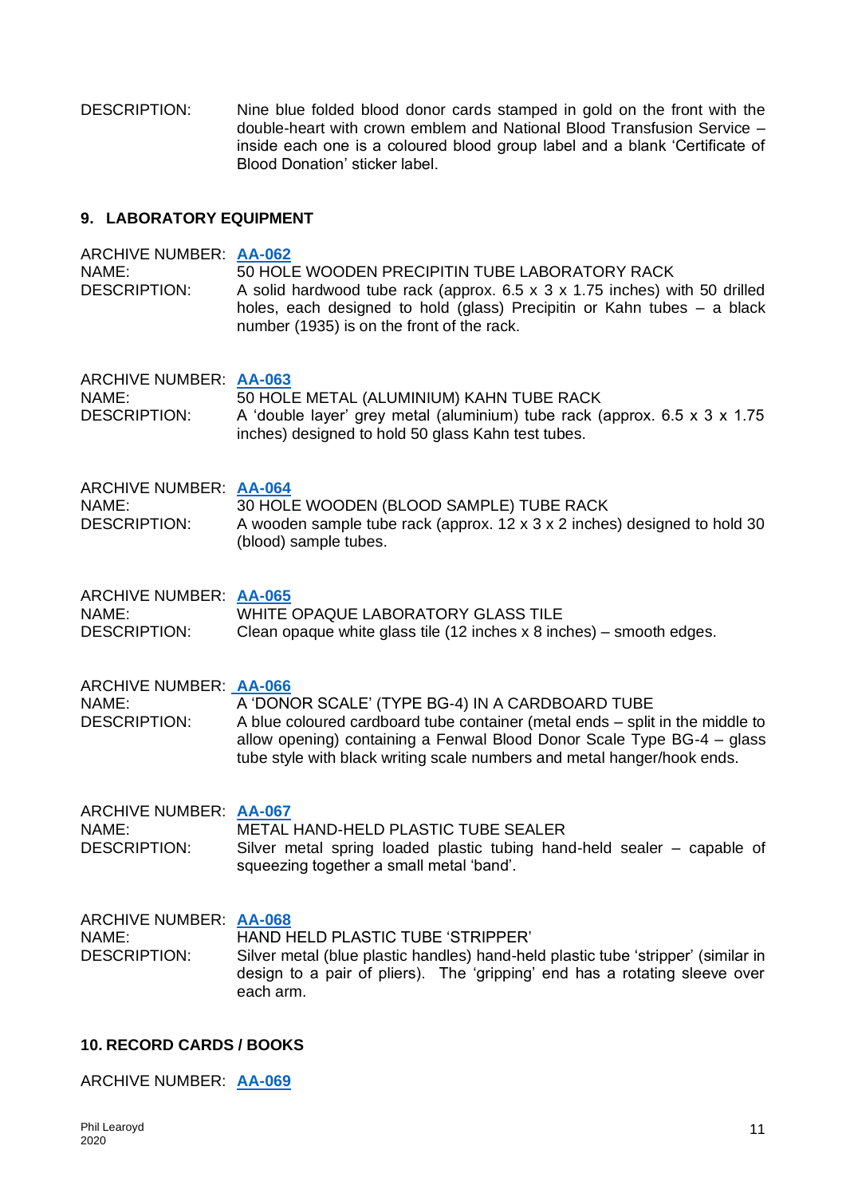DESCRIPTION: Nine blue folded blood donor cards stamped in gold on the front with the double-heart with crown emblem and National Blood Transfusion Service – inside each one is a coloured blood group label and a blank 'Certificate of Blood Donation' sticker label.

## 9. LABORATORY EQUIPMENT

ARCHIVE NUMBER: **AA-062**
NAME: 50 HOLE WOODEN PRECIPITIN TUBE LABORATORY RACK
DESCRIPTION: A solid hardwood tube rack (approx. 6.5 x 3 x 1.75 inches) with 50 drilled holes, each designed to hold (glass) Precipitin or Kahn tubes – a black number (1935) is on the front of the rack.

ARCHIVE NUMBER: **AA-063**
NAME: 50 HOLE METAL (ALUMINIUM) KAHN TUBE RACK
DESCRIPTION: A 'double layer' grey metal (aluminium) tube rack (approx. 6.5 x 3 x 1.75 inches) designed to hold 50 glass Kahn test tubes.

ARCHIVE NUMBER: **AA-064**
NAME: 30 HOLE WOODEN (BLOOD SAMPLE) TUBE RACK
DESCRIPTION: A wooden sample tube rack (approx. 12 x 3 x 2 inches) designed to hold 30 (blood) sample tubes.

ARCHIVE NUMBER: **AA-065**
NAME: WHITE OPAQUE LABORATORY GLASS TILE
DESCRIPTION: Clean opaque white glass tile (12 inches x 8 inches) – smooth edges.

ARCHIVE NUMBER: **AA-066**
NAME: A 'DONOR SCALE' (TYPE BG-4) IN A CARDBOARD TUBE
DESCRIPTION: A blue coloured cardboard tube container (metal ends – split in the middle to allow opening) containing a Fenwal Blood Donor Scale Type BG-4 – glass tube style with black writing scale numbers and metal hanger/hook ends.

ARCHIVE NUMBER: **AA-067**
NAME: METAL HAND-HELD PLASTIC TUBE SEALER
DESCRIPTION: Silver metal spring loaded plastic tubing hand-held sealer – capable of squeezing together a small metal 'band'.

ARCHIVE NUMBER: **AA-068**
NAME: HAND HELD PLASTIC TUBE 'STRIPPER'
DESCRIPTION: Silver metal (blue plastic handles) hand-held plastic tube 'stripper' (similar in design to a pair of pliers). The 'gripping' end has a rotating sleeve over each arm.

## 10. RECORD CARDS / BOOKS

ARCHIVE NUMBER: **AA-069**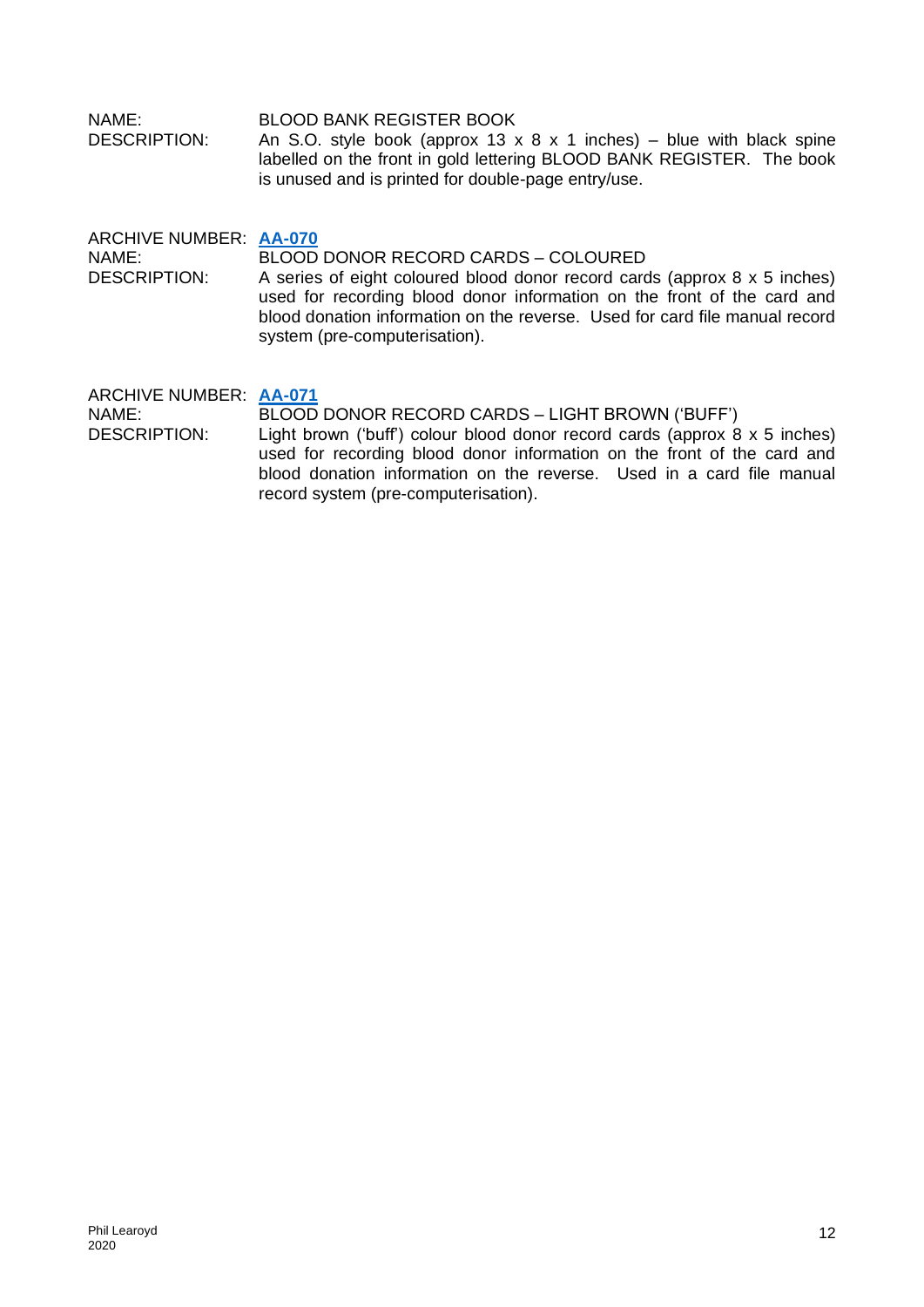NAME: BLOOD BANK REGISTER BOOK
DESCRIPTION: An S.O. style book (approx 13 x 8 x 1 inches) – blue with black spine labelled on the front in gold lettering BLOOD BANK REGISTER. The book is unused and is printed for double-page entry/use.

ARCHIVE NUMBER: **AA-070**
NAME: BLOOD DONOR RECORD CARDS – COLOURED
DESCRIPTION: A series of eight coloured blood donor record cards (approx 8 x 5 inches) used for recording blood donor information on the front of the card and blood donation information on the reverse. Used for card file manual record system (pre-computerisation).

ARCHIVE NUMBER: **AA-071**
NAME: BLOOD DONOR RECORD CARDS – LIGHT BROWN ('BUFF')
DESCRIPTION: Light brown ('buff') colour blood donor record cards (approx 8 x 5 inches) used for recording blood donor information on the front of the card and blood donation information on the reverse. Used in a card file manual record system (pre-computerisation).

Phil Learoyd
2020